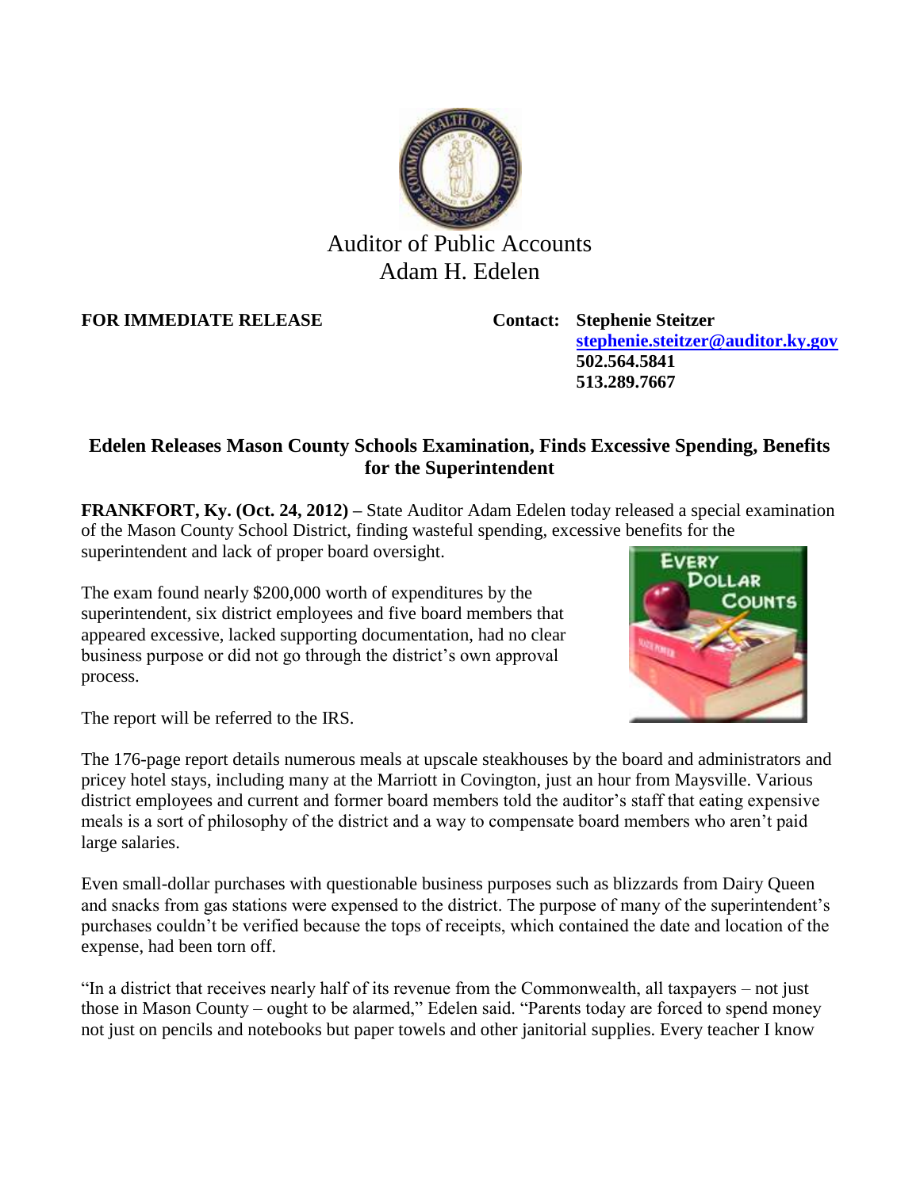Auditor of Public Accounts
Adam H. Edelen

**FOR IMMEDIATE RELEASE**

**Contact: Stephenie Steitzer**
**stephenie.steitzer@auditor.ky.gov**
**502.564.5841**
**513.289.7667**

## Edelen Releases Mason County Schools Examination, Finds Excessive Spending, Benefits for the Superintendent

**FRANKFORT, Ky. (Oct. 24, 2012) –** State Auditor Adam Edelen today released a special examination of the Mason County School District, finding wasteful spending, excessive benefits for the superintendent and lack of proper board oversight.

The exam found nearly $200,000 worth of expenditures by the superintendent, six district employees and five board members that appeared excessive, lacked supporting documentation, had no clear business purpose or did not go through the district's own approval process.

The report will be referred to the IRS.

The 176-page report details numerous meals at upscale steakhouses by the board and administrators and pricey hotel stays, including many at the Marriott in Covington, just an hour from Maysville. Various district employees and current and former board members told the auditor's staff that eating expensive meals is a sort of philosophy of the district and a way to compensate board members who aren't paid large salaries.

Even small-dollar purchases with questionable business purposes such as blizzards from Dairy Queen and snacks from gas stations were expensed to the district. The purpose of many of the superintendent's purchases couldn't be verified because the tops of receipts, which contained the date and location of the expense, had been torn off.

"In a district that receives nearly half of its revenue from the Commonwealth, all taxpayers – not just those in Mason County – ought to be alarmed," Edelen said. "Parents today are forced to spend money not just on pencils and notebooks but paper towels and other janitorial supplies. Every teacher I know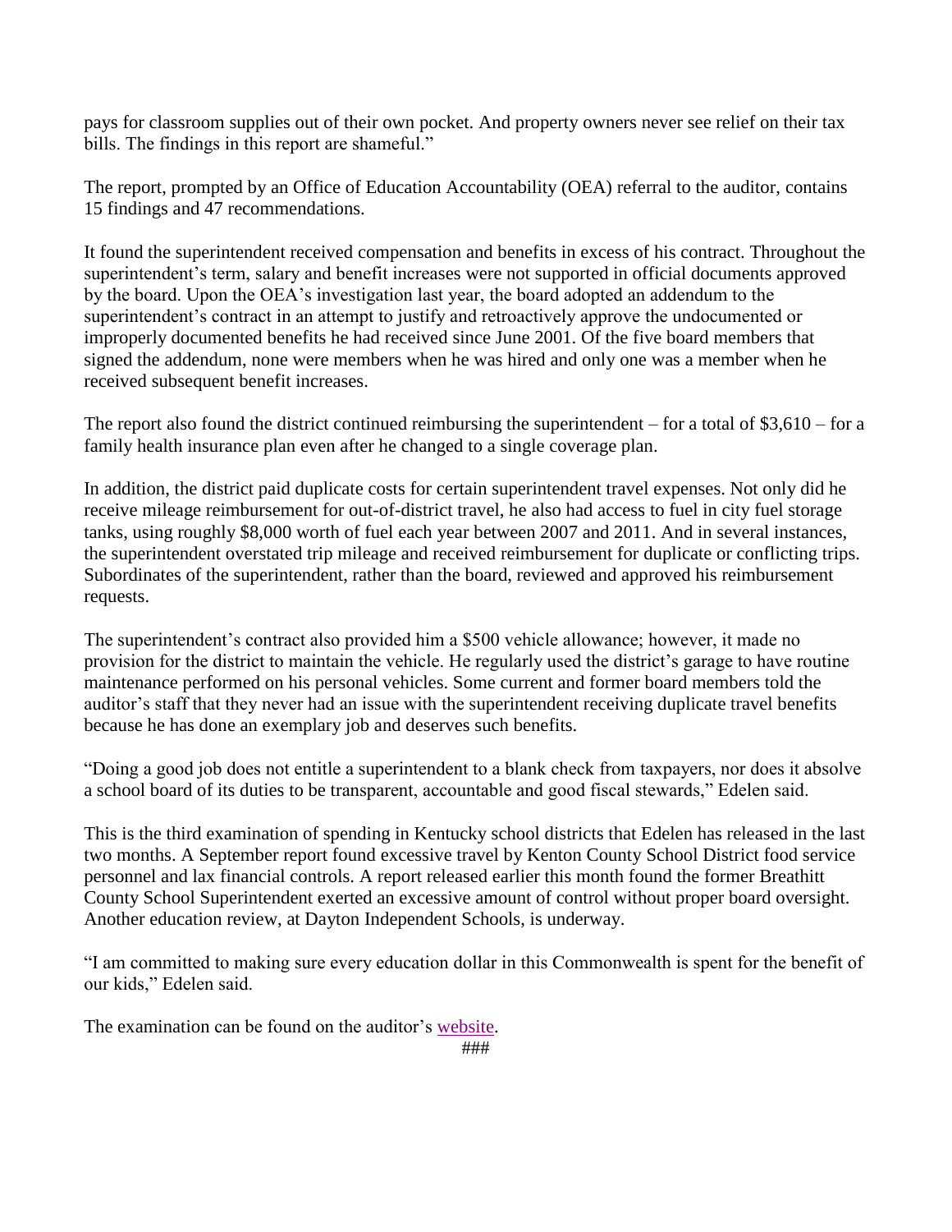pays for classroom supplies out of their own pocket. And property owners never see relief on their tax bills. The findings in this report are shameful."

The report, prompted by an Office of Education Accountability (OEA) referral to the auditor, contains 15 findings and 47 recommendations.

It found the superintendent received compensation and benefits in excess of his contract. Throughout the superintendent's term, salary and benefit increases were not supported in official documents approved by the board. Upon the OEA's investigation last year, the board adopted an addendum to the superintendent's contract in an attempt to justify and retroactively approve the undocumented or improperly documented benefits he had received since June 2001. Of the five board members that signed the addendum, none were members when he was hired and only one was a member when he received subsequent benefit increases.

The report also found the district continued reimbursing the superintendent – for a total of $3,610 – for a family health insurance plan even after he changed to a single coverage plan.

In addition, the district paid duplicate costs for certain superintendent travel expenses. Not only did he receive mileage reimbursement for out-of-district travel, he also had access to fuel in city fuel storage tanks, using roughly $8,000 worth of fuel each year between 2007 and 2011. And in several instances, the superintendent overstated trip mileage and received reimbursement for duplicate or conflicting trips. Subordinates of the superintendent, rather than the board, reviewed and approved his reimbursement requests.

The superintendent's contract also provided him a $500 vehicle allowance; however, it made no provision for the district to maintain the vehicle. He regularly used the district's garage to have routine maintenance performed on his personal vehicles. Some current and former board members told the auditor's staff that they never had an issue with the superintendent receiving duplicate travel benefits because he has done an exemplary job and deserves such benefits.

"Doing a good job does not entitle a superintendent to a blank check from taxpayers, nor does it absolve a school board of its duties to be transparent, accountable and good fiscal stewards," Edelen said.

This is the third examination of spending in Kentucky school districts that Edelen has released in the last two months. A September report found excessive travel by Kenton County School District food service personnel and lax financial controls. A report released earlier this month found the former Breathitt County School Superintendent exerted an excessive amount of control without proper board oversight. Another education review, at Dayton Independent Schools, is underway.

"I am committed to making sure every education dollar in this Commonwealth is spent for the benefit of our kids," Edelen said.

The examination can be found on the auditor's website.

###